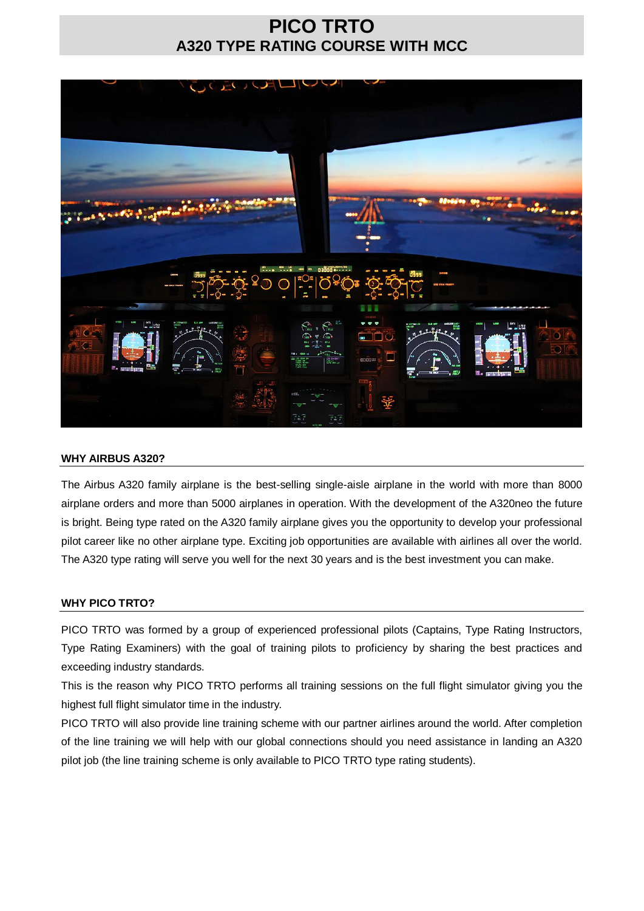# PICO TRTO
## A320 TYPE RATING COURSE WITH MCC

### WHY AIRBUS A320?

The Airbus A320 family airplane is the best-selling single-aisle airplane in the world with more than 8000 airplane orders and more than 5000 airplanes in operation. With the development of the A320neo the future is bright. Being type rated on the A320 family airplane gives you the opportunity to develop your professional pilot career like no other airplane type. Exciting job opportunities are available with airlines all over the world. The A320 type rating will serve you well for the next 30 years and is the best investment you can make.

### WHY PICO TRTO?

PICO TRTO was formed by a group of experienced professional pilots (Captains, Type Rating Instructors, Type Rating Examiners) with the goal of training pilots to proficiency by sharing the best practices and exceeding industry standards.

This is the reason why PICO TRTO performs all training sessions on the full flight simulator giving you the highest full flight simulator time in the industry.

PICO TRTO will also provide line training scheme with our partner airlines around the world. After completion of the line training we will help with our global connections should you need assistance in landing an A320 pilot job (the line training scheme is only available to PICO TRTO type rating students).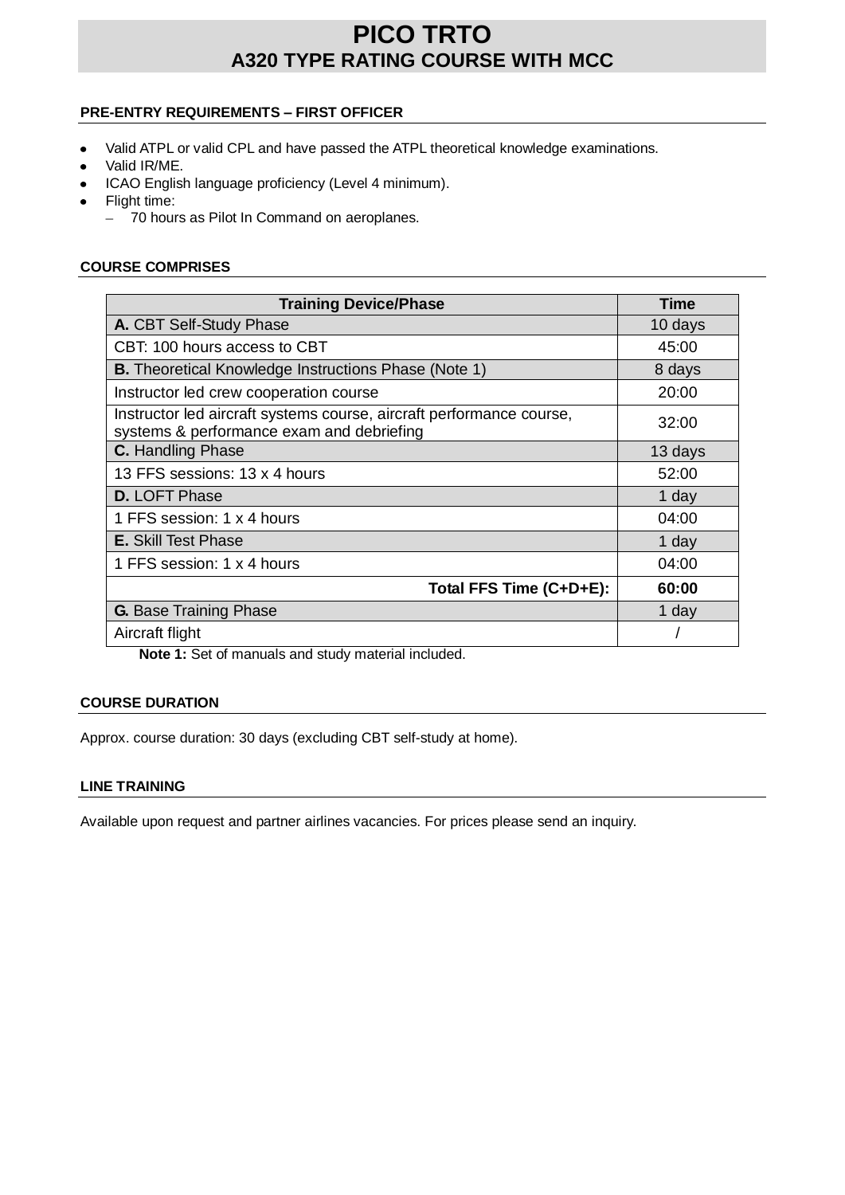# PICO TRTO
## A320 TYPE RATING COURSE WITH MCC

### PRE-ENTRY REQUIREMENTS – FIRST OFFICER

- Valid ATPL or valid CPL and have passed the ATPL theoretical knowledge examinations.
- Valid IR/ME.
- ICAO English language proficiency (Level 4 minimum).
- Flight time:
  - 70 hours as Pilot In Command on aeroplanes.

### COURSE COMPRISES

| Training Device/Phase | Time |
|---|---|
| **A.** CBT Self-Study Phase | 10 days |
| CBT: 100 hours access to CBT | 45:00 |
| **B.** Theoretical Knowledge Instructions Phase (Note 1) | 8 days |
| Instructor led crew cooperation course | 20:00 |
| Instructor led aircraft systems course, aircraft performance course, systems & performance exam and debriefing | 32:00 |
| **C.** Handling Phase | 13 days |
| 13 FFS sessions: 13 x 4 hours | 52:00 |
| **D.** LOFT Phase | 1 day |
| 1 FFS session: 1 x 4 hours | 04:00 |
| **E.** Skill Test Phase | 1 day |
| 1 FFS session: 1 x 4 hours | 04:00 |
| **Total FFS Time (C+D+E):** | **60:00** |
| **G.** Base Training Phase | 1 day |
| Aircraft flight | / |

**Note 1:** Set of manuals and study material included.

### COURSE DURATION

Approx. course duration: 30 days (excluding CBT self-study at home).

### LINE TRAINING

Available upon request and partner airlines vacancies. For prices please send an inquiry.